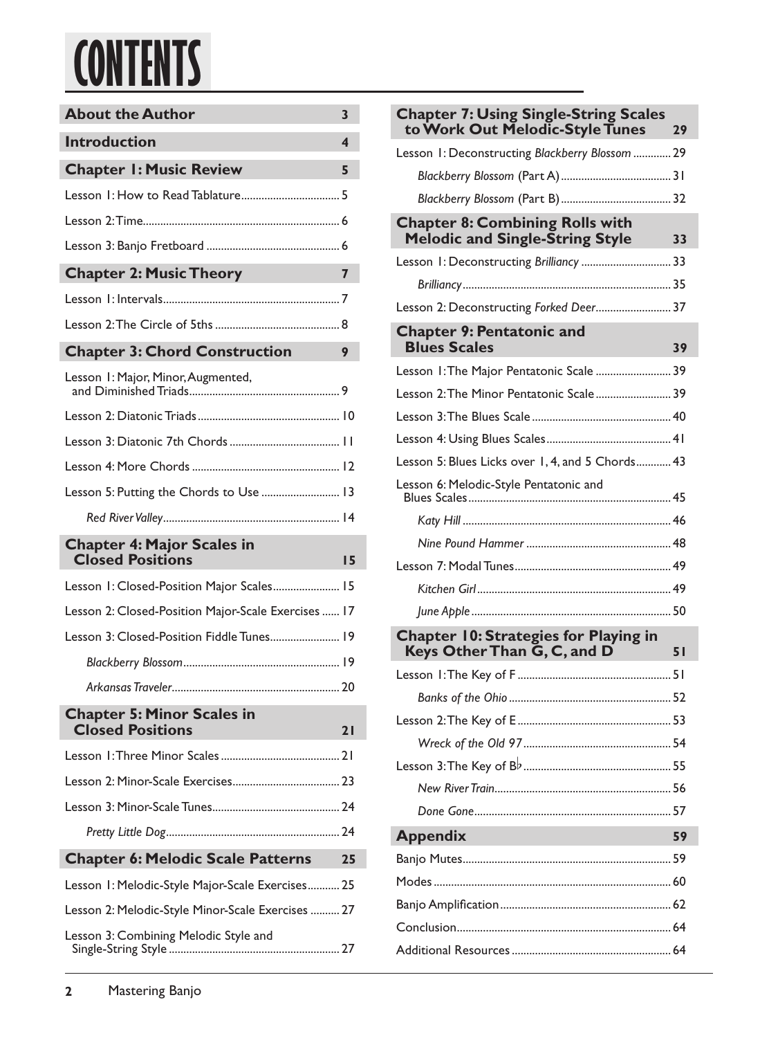# CONTENTS

**About the Author** 3

**Introduction** 4

**Chapter 1: Music Review** 5

- Lesson 1: How to Read Tablature 5
- Lesson 2: Time 6
- Lesson 3: Banjo Fretboard 6

**Chapter 2: Music Theory** 7

- Lesson 1: Intervals 7
- Lesson 2: The Circle of 5ths 8

**Chapter 3: Chord Construction** 9

- Lesson 1: Major, Minor, Augmented, and Diminished Triads 9
- Lesson 2: Diatonic Triads 10
- Lesson 3: Diatonic 7th Chords 11
- Lesson 4: More Chords 12
- Lesson 5: Putting the Chords to Use 13
    - *Red River Valley* 14

**Chapter 4: Major Scales in Closed Positions** 15

- Lesson 1: Closed-Position Major Scales 15
- Lesson 2: Closed-Position Major-Scale Exercises 17
- Lesson 3: Closed-Position Fiddle Tunes 19
    - *Blackberry Blossom* 19
    - *Arkansas Traveler* 20

**Chapter 5: Minor Scales in Closed Positions** 21

- Lesson 1: Three Minor Scales 21
- Lesson 2: Minor-Scale Exercises 23
- Lesson 3: Minor-Scale Tunes 24
    - *Pretty Little Dog* 24

**Chapter 6: Melodic Scale Patterns** 25

- Lesson 1: Melodic-Style Major-Scale Exercises 25
- Lesson 2: Melodic-Style Minor-Scale Exercises 27
- Lesson 3: Combining Melodic Style and Single-String Style 27

**Chapter 7: Using Single-String Scales to Work Out Melodic-Style Tunes** 29

- Lesson 1: Deconstructing *Blackberry Blossom* 29
    - *Blackberry Blossom* (Part A) 31
    - *Blackberry Blossom* (Part B) 32

**Chapter 8: Combining Rolls with Melodic and Single-String Style** 33

- Lesson 1: Deconstructing *Brilliancy* 33
    - *Brilliancy* 35
- Lesson 2: Deconstructing *Forked Deer* 37

**Chapter 9: Pentatonic and Blues Scales** 39

- Lesson 1: The Major Pentatonic Scale 39
- Lesson 2: The Minor Pentatonic Scale 39
- Lesson 3: The Blues Scale 40
- Lesson 4: Using Blues Scales 41
- Lesson 5: Blues Licks over 1, 4, and 5 Chords 43
- Lesson 6: Melodic-Style Pentatonic and Blues Scales 45
    - *Katy Hill* 46
    - *Nine Pound Hammer* 48
- Lesson 7: Modal Tunes 49
    - *Kitchen Girl* 49
    - *June Apple* 50

**Chapter 10: Strategies for Playing in Keys Other Than G, C, and D** 51

- Lesson 1: The Key of F 51
    - *Banks of the Ohio* 52
- Lesson 2: The Key of E 53
    - *Wreck of the Old 97* 54
- Lesson 3: The Key of B♭ 55
    - *New River Train* 56
    - *Done Gone* 57

**Appendix** 59

- Banjo Mutes 59
- Modes 60
- Banjo Amplification 62
- Conclusion 64
- Additional Resources 64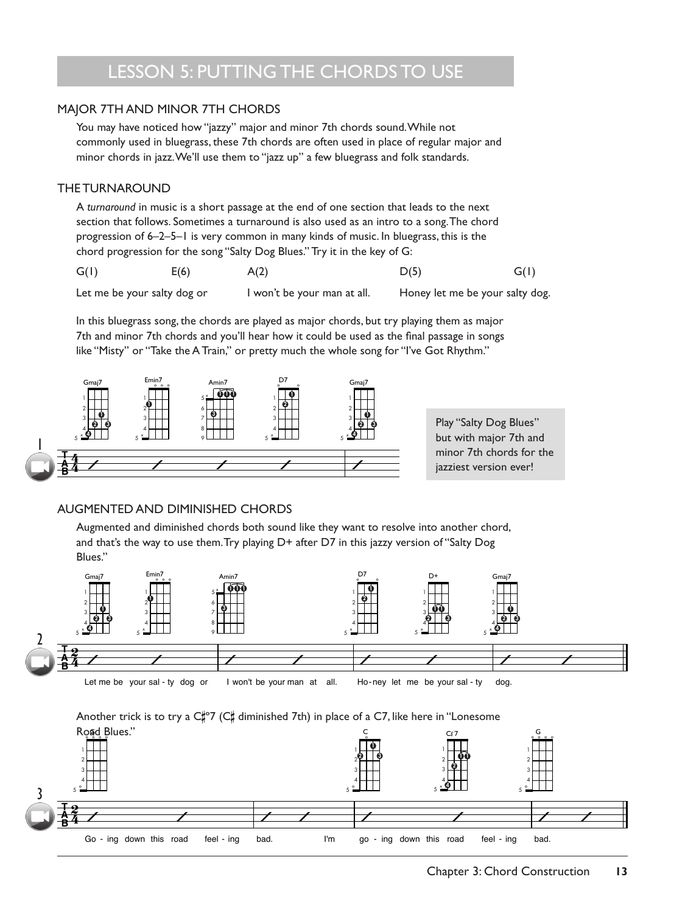# LESSON 5: PUTTING THE CHORDS TO USE

## MAJOR 7TH AND MINOR 7TH CHORDS

You may have noticed how "jazzy" major and minor 7th chords sound. While not commonly used in bluegrass, these 7th chords are often used in place of regular major and minor chords in jazz. We'll use them to "jazz up" a few bluegrass and folk standards.

## THE TURNAROUND

A *turnaround* in music is a short passage at the end of one section that leads to the next section that follows. Sometimes a turnaround is also used as an intro to a song. The chord progression of 6–2–5–1 is very common in many kinds of music. In bluegrass, this is the chord progression for the song "Salty Dog Blues." Try it in the key of G:

| G(1) | E(6) | A(2) | D(5) | G(1) |
|---|---|---|---|---|
| Let me be your salty dog or | | I won't be your man at all. | Honey let me be your salty dog. | |

In this bluegrass song, the chords are played as major chords, but try playing them as major 7th and minor 7th chords and you'll hear how it could be used as the final passage in songs like "Misty" or "Take the A Train," or pretty much the whole song for "I've Got Rhythm."

1

Gmaj7 Emin7 Amin7 D7 Gmaj7

Play "Salty Dog Blues" but with major 7th and minor 7th chords for the jazziest version ever!

## AUGMENTED AND DIMINISHED CHORDS

Augmented and diminished chords both sound like they want to resolve into another chord, and that's the way to use them. Try playing D+ after D7 in this jazzy version of "Salty Dog Blues."

2

Gmaj7 Emin7 Amin7 D7 D+ Gmaj7

Let me be your sal - ty dog or I won't be your man at all. Ho - ney let me be your sal - ty dog.

Another trick is to try a C♯°7 (C♯ diminished 7th) in place of a C7, like here in "Lonesome Road Blues."

3

G C C♯°7 G

Go - ing down this road feel - ing bad. I'm go - ing down this road feel - ing bad.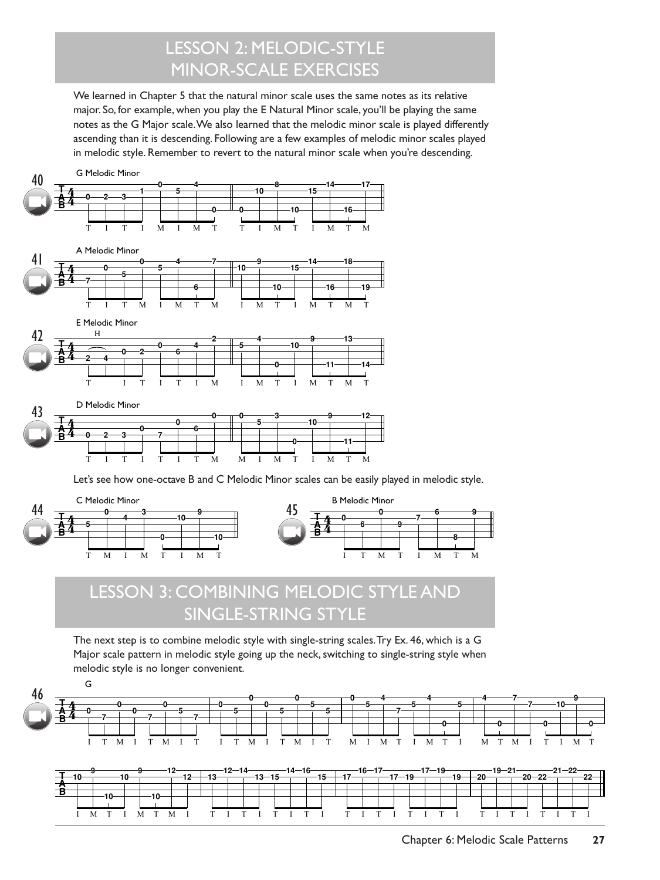## LESSON 2: MELODIC-STYLE MINOR-SCALE EXERCISES

We learned in Chapter 5 that the natural minor scale uses the same notes as its relative major. So, for example, when you play the E Natural Minor scale, you'll be playing the same notes as the G Major scale. We also learned that the melodic minor scale is played differently ascending than it is descending. Following are a few examples of melodic minor scales played in melodic style. Remember to revert to the natural minor scale when you're descending.

40 G Melodic Minor

41 A Melodic Minor

42 E Melodic Minor

43 D Melodic Minor

Let's see how one-octave B and C Melodic Minor scales can be easily played in melodic style.

44 C Melodic Minor

45 B Melodic Minor

## LESSON 3: COMBINING MELODIC STYLE AND SINGLE-STRING STYLE

The next step is to combine melodic style with single-string scales. Try Ex. 46, which is a G Major scale pattern in melodic style going up the neck, switching to single-string style when melodic style is no longer convenient.

46 G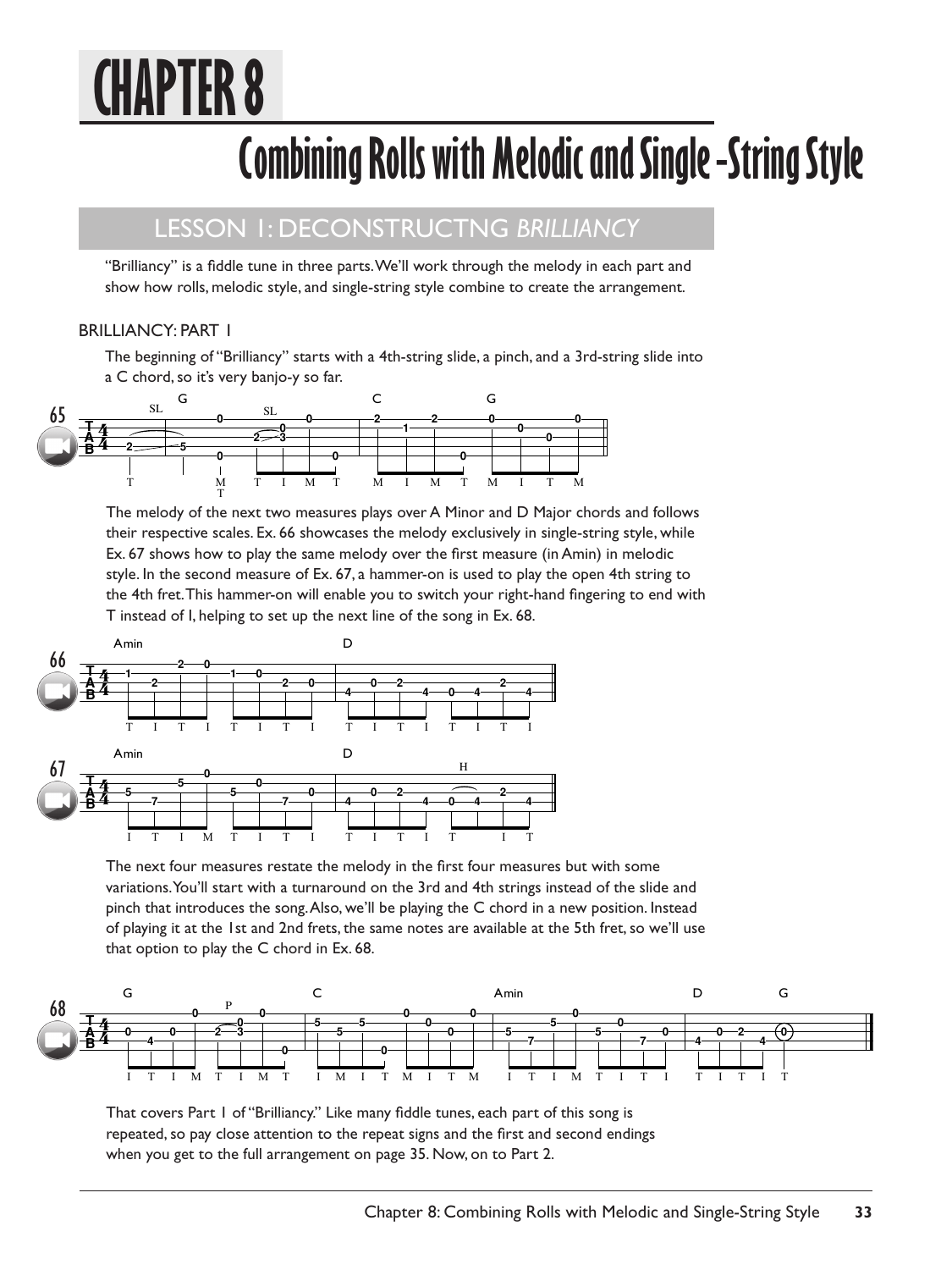# CHAPTER 8

# Combining Rolls with Melodic and Single-String Style

## LESSON 1: DECONSTRUCTNG *BRILLIANCY*

"Brilliancy" is a fiddle tune in three parts. We'll work through the melody in each part and show how rolls, melodic style, and single-string style combine to create the arrangement.

### BRILLIANCY: PART 1

The beginning of "Brilliancy" starts with a 4th-string slide, a pinch, and a 3rd-string slide into a C chord, so it's very banjo-y so far.

65

The melody of the next two measures plays over A Minor and D Major chords and follows their respective scales. Ex. 66 showcases the melody exclusively in single-string style, while Ex. 67 shows how to play the same melody over the first measure (in Amin) in melodic style. In the second measure of Ex. 67, a hammer-on is used to play the open 4th string to the 4th fret. This hammer-on will enable you to switch your right-hand fingering to end with T instead of I, helping to set up the next line of the song in Ex. 68.

66

67

The next four measures restate the melody in the first four measures but with some variations. You'll start with a turnaround on the 3rd and 4th strings instead of the slide and pinch that introduces the song. Also, we'll be playing the C chord in a new position. Instead of playing it at the 1st and 2nd frets, the same notes are available at the 5th fret, so we'll use that option to play the C chord in Ex. 68.

68

That covers Part 1 of "Brilliancy." Like many fiddle tunes, each part of this song is repeated, so pay close attention to the repeat signs and the first and second endings when you get to the full arrangement on page 35. Now, on to Part 2.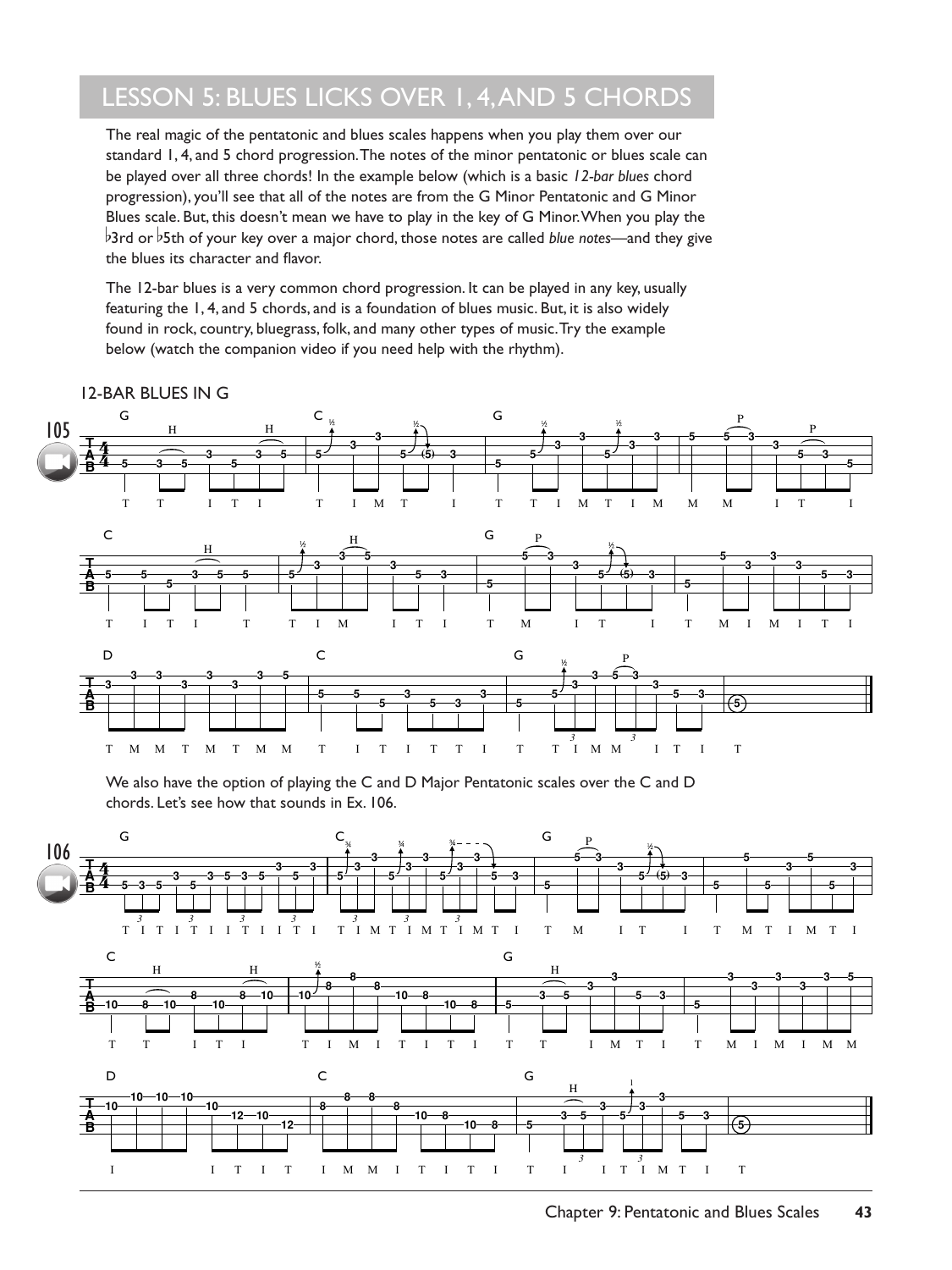# LESSON 5: BLUES LICKS OVER 1, 4, AND 5 CHORDS

The real magic of the pentatonic and blues scales happens when you play them over our standard 1, 4, and 5 chord progression. The notes of the minor pentatonic or blues scale can be played over all three chords! In the example below (which is a basic *12-bar blues* chord progression), you'll see that all of the notes are from the G Minor Pentatonic and G Minor Blues scale. But, this doesn't mean we have to play in the key of G Minor. When you play the ♭3rd or ♭5th of your key over a major chord, those notes are called *blue notes*—and they give the blues its character and flavor.

The 12-bar blues is a very common chord progression. It can be played in any key, usually featuring the 1, 4, and 5 chords, and is a foundation of blues music. But, it is also widely found in rock, country, bluegrass, folk, and many other types of music. Try the example below (watch the companion video if you need help with the rhythm).

12-BAR BLUES IN G

105

We also have the option of playing the C and D Major Pentatonic scales over the C and D chords. Let's see how that sounds in Ex. 106.

106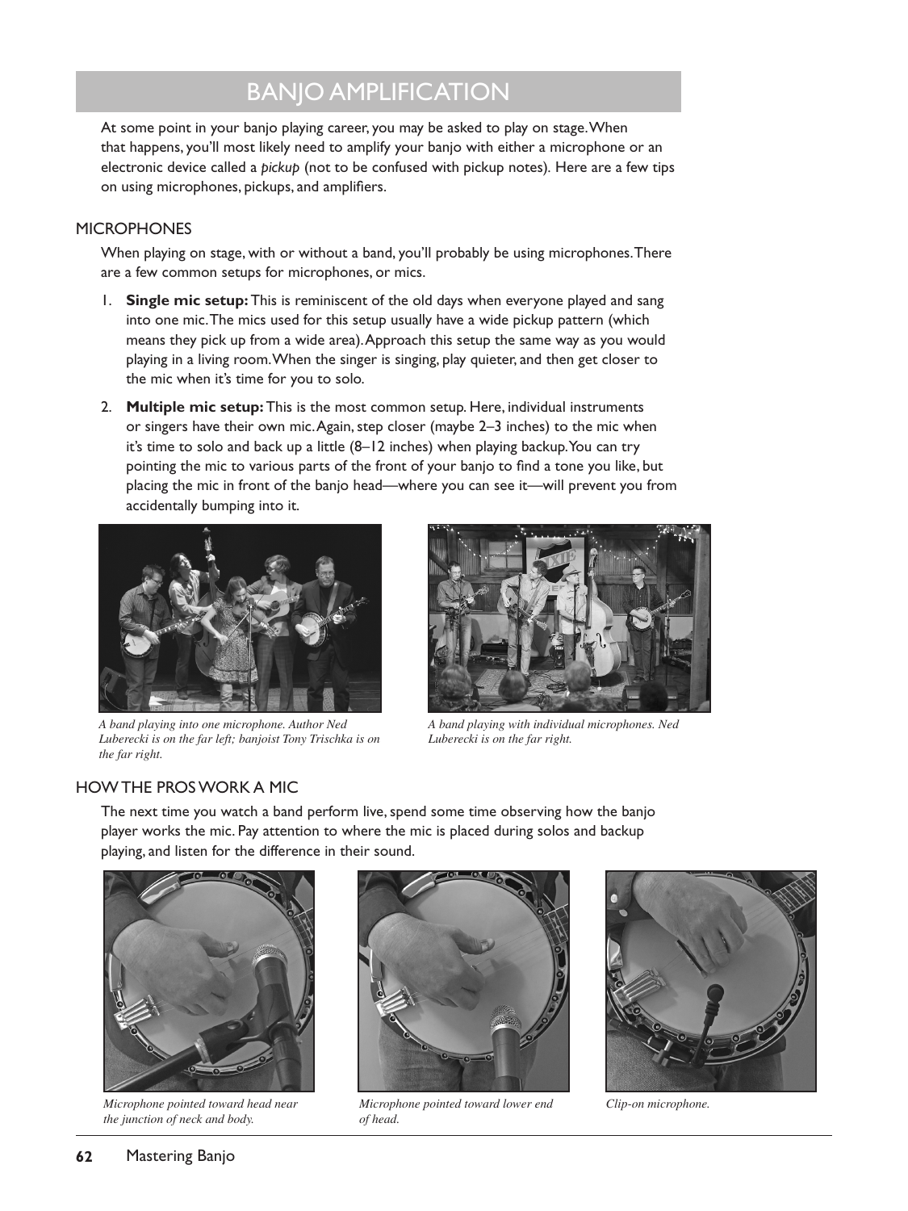# BANJO AMPLIFICATION

At some point in your banjo playing career, you may be asked to play on stage. When that happens, you'll most likely need to amplify your banjo with either a microphone or an electronic device called a *pickup* (not to be confused with pickup notes). Here are a few tips on using microphones, pickups, and amplifiers.

## MICROPHONES

When playing on stage, with or without a band, you'll probably be using microphones. There are a few common setups for microphones, or mics.

1. **Single mic setup:** This is reminiscent of the old days when everyone played and sang into one mic. The mics used for this setup usually have a wide pickup pattern (which means they pick up from a wide area). Approach this setup the same way as you would playing in a living room. When the singer is singing, play quieter, and then get closer to the mic when it's time for you to solo.
2. **Multiple mic setup:** This is the most common setup. Here, individual instruments or singers have their own mic. Again, step closer (maybe 2–3 inches) to the mic when it's time to solo and back up a little (8–12 inches) when playing backup. You can try pointing the mic to various parts of the front of your banjo to find a tone you like, but placing the mic in front of the banjo head—where you can see it—will prevent you from accidentally bumping into it.

*A band playing into one microphone. Author Ned Luberecki is on the far left; banjoist Tony Trischka is on the far right.*

*A band playing with individual microphones. Ned Luberecki is on the far right.*

## HOW THE PROS WORK A MIC

The next time you watch a band perform live, spend some time observing how the banjo player works the mic. Pay attention to where the mic is placed during solos and backup playing, and listen for the difference in their sound.

*Microphone pointed toward head near the junction of neck and body.*

*Microphone pointed toward lower end of head.*

*Clip-on microphone.*